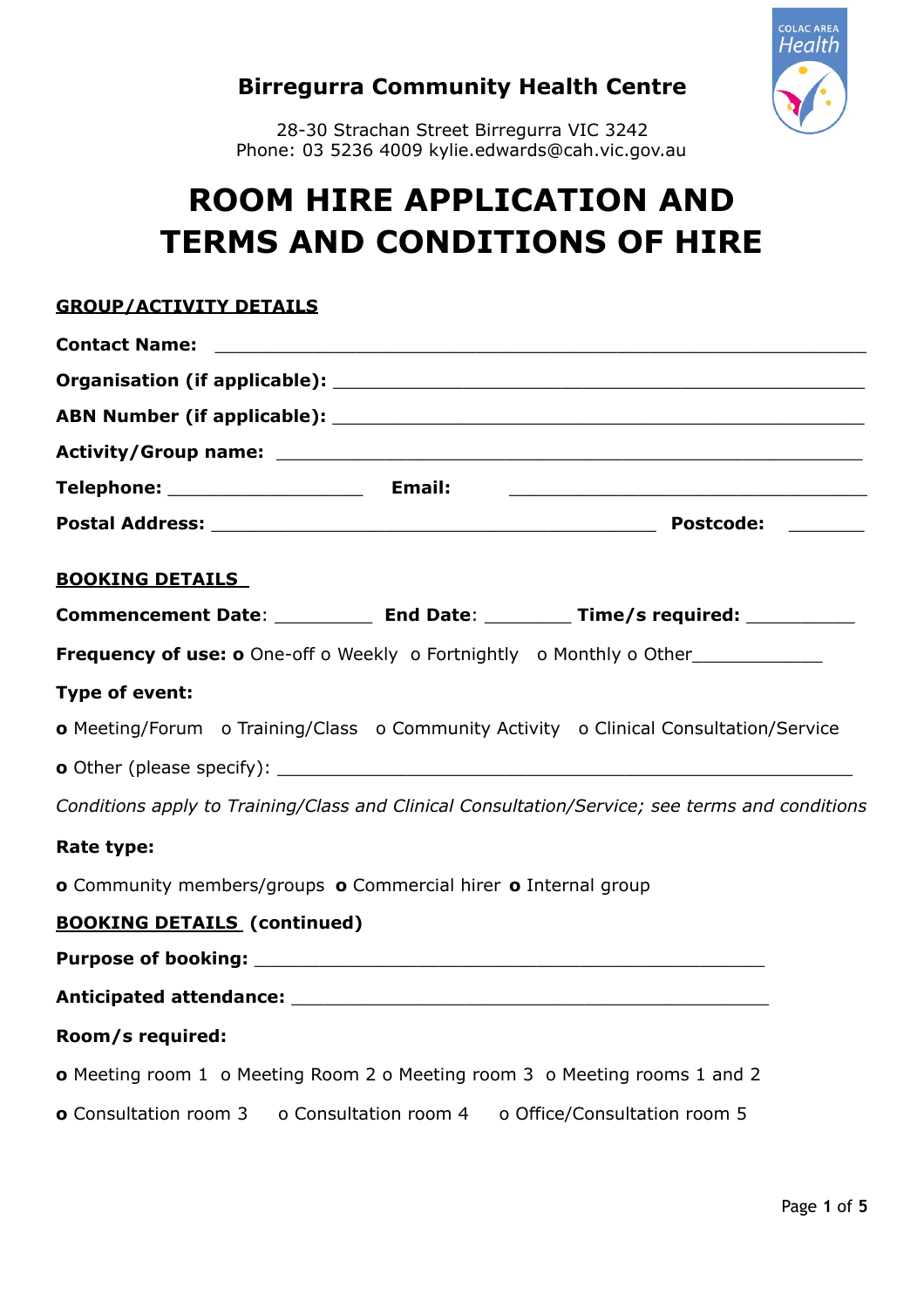## Birregurra Community Health Centre

28-30 Strachan Street Birregurra VIC 3242
Phone: 03 5236 4009 kylie.edwards@cah.vic.gov.au

# ROOM HIRE APPLICATION AND TERMS AND CONDITIONS OF HIRE

**GROUP/ACTIVITY DETAILS**

**Contact Name:** ______________________________________________________

**Organisation (if applicable):** _____________________________________________

**ABN Number (if applicable):** _____________________________________________

**Activity/Group name:** _________________________________________________

**Telephone:** ________________ **Email:** ______________________________

**Postal Address:** ____________________________________ **Postcode:** ______

**BOOKING DETAILS**

**Commencement Date**: _________ **End Date**: ________ **Time/s required:** __________

**Frequency of use:** o One-off o Weekly o Fortnightly o Monthly o Other____________

**Type of event:**

o Meeting/Forum o Training/Class o Community Activity o Clinical Consultation/Service

o Other (please specify): ____________________________________________________

*Conditions apply to Training/Class and Clinical Consultation/Service; see terms and conditions*

**Rate type:**

o Community members/groups o Commercial hirer o Internal group

**BOOKING DETAILS (continued)**

**Purpose of booking:** _____________________________________________

**Anticipated attendance:** __________________________________________

**Room/s required:**

o Meeting room 1 o Meeting Room 2 o Meeting room 3 o Meeting rooms 1 and 2

o Consultation room 3 o Consultation room 4 o Office/Consultation room 5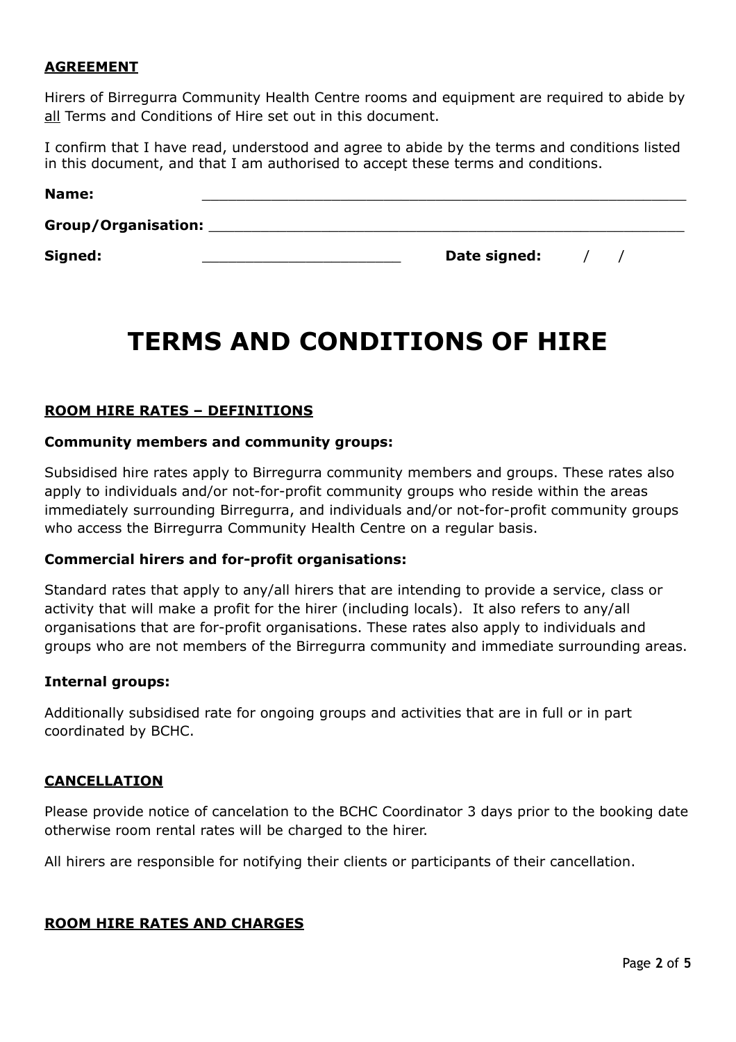**AGREEMENT**

Hirers of Birregurra Community Health Centre rooms and equipment are required to abide by all Terms and Conditions of Hire set out in this document.

I confirm that I have read, understood and agree to abide by the terms and conditions listed in this document, and that I am authorised to accept these terms and conditions.

**Name:** ____________________________________________________

**Group/Organisation:** ____________________________________________________

**Signed:** ______________________ **Date signed:** / /

# TERMS AND CONDITIONS OF HIRE

**ROOM HIRE RATES – DEFINITIONS**

**Community members and community groups:**

Subsidised hire rates apply to Birregurra community members and groups. These rates also apply to individuals and/or not-for-profit community groups who reside within the areas immediately surrounding Birregurra, and individuals and/or not-for-profit community groups who access the Birregurra Community Health Centre on a regular basis.

**Commercial hirers and for-profit organisations:**

Standard rates that apply to any/all hirers that are intending to provide a service, class or activity that will make a profit for the hirer (including locals). It also refers to any/all organisations that are for-profit organisations. These rates also apply to individuals and groups who are not members of the Birregurra community and immediate surrounding areas.

**Internal groups:**

Additionally subsidised rate for ongoing groups and activities that are in full or in part coordinated by BCHC.

**CANCELLATION**

Please provide notice of cancelation to the BCHC Coordinator 3 days prior to the booking date otherwise room rental rates will be charged to the hirer.

All hirers are responsible for notifying their clients or participants of their cancellation.

**ROOM HIRE RATES AND CHARGES**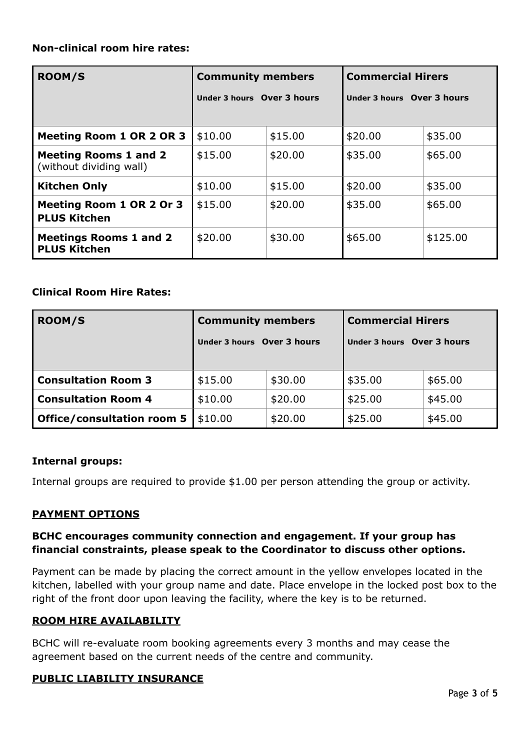**Non-clinical room hire rates:**

| ROOM/S | Community members | | Commercial Hirers | |
|---|---|---|---|---|
| | Under 3 hours | Over 3 hours | Under 3 hours | Over 3 hours |
| **Meeting Room 1 OR 2 OR 3** | $10.00 | $15.00 | $20.00 | $35.00 |
| **Meeting Rooms 1 and 2** (without dividing wall) | $15.00 | $20.00 | $35.00 | $65.00 |
| **Kitchen Only** | $10.00 | $15.00 | $20.00 | $35.00 |
| **Meeting Room 1 OR 2 Or 3 PLUS Kitchen** | $15.00 | $20.00 | $35.00 | $65.00 |
| **Meetings Rooms 1 and 2 PLUS Kitchen** | $20.00 | $30.00 | $65.00 | $125.00 |

**Clinical Room Hire Rates:**

| ROOM/S | Community members | | Commercial Hirers | |
|---|---|---|---|---|
| | Under 3 hours | Over 3 hours | Under 3 hours | Over 3 hours |
| **Consultation Room 3** | $15.00 | $30.00 | $35.00 | $65.00 |
| **Consultation Room 4** | $10.00 | $20.00 | $25.00 | $45.00 |
| **Office/consultation room 5** | $10.00 | $20.00 | $25.00 | $45.00 |

**Internal groups:**

Internal groups are required to provide $1.00 per person attending the group or activity.

## PAYMENT OPTIONS

**BCHC encourages community connection and engagement. If your group has financial constraints, please speak to the Coordinator to discuss other options.**

Payment can be made by placing the correct amount in the yellow envelopes located in the kitchen, labelled with your group name and date. Place envelope in the locked post box to the right of the front door upon leaving the facility, where the key is to be returned.

## ROOM HIRE AVAILABILITY

BCHC will re-evaluate room booking agreements every 3 months and may cease the agreement based on the current needs of the centre and community.

## PUBLIC LIABILITY INSURANCE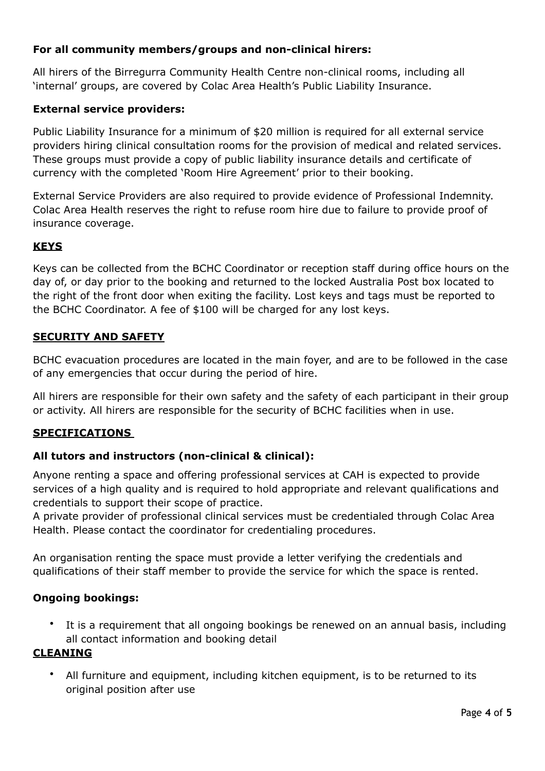**For all community members/groups and non-clinical hirers:**

All hirers of the Birregurra Community Health Centre non-clinical rooms, including all 'internal' groups, are covered by Colac Area Health's Public Liability Insurance.

**External service providers:**

Public Liability Insurance for a minimum of $20 million is required for all external service providers hiring clinical consultation rooms for the provision of medical and related services. These groups must provide a copy of public liability insurance details and certificate of currency with the completed 'Room Hire Agreement' prior to their booking.

External Service Providers are also required to provide evidence of Professional Indemnity. Colac Area Health reserves the right to refuse room hire due to failure to provide proof of insurance coverage.

## KEYS

Keys can be collected from the BCHC Coordinator or reception staff during office hours on the day of, or day prior to the booking and returned to the locked Australia Post box located to the right of the front door when exiting the facility. Lost keys and tags must be reported to the BCHC Coordinator. A fee of $100 will be charged for any lost keys.

## SECURITY AND SAFETY

BCHC evacuation procedures are located in the main foyer, and are to be followed in the case of any emergencies that occur during the period of hire.

All hirers are responsible for their own safety and the safety of each participant in their group or activity. All hirers are responsible for the security of BCHC facilities when in use.

## SPECIFICATIONS

**All tutors and instructors (non-clinical & clinical):**

Anyone renting a space and offering professional services at CAH is expected to provide services of a high quality and is required to hold appropriate and relevant qualifications and credentials to support their scope of practice.
A private provider of professional clinical services must be credentialed through Colac Area Health. Please contact the coordinator for credentialing procedures.

An organisation renting the space must provide a letter verifying the credentials and qualifications of their staff member to provide the service for which the space is rented.

**Ongoing bookings:**

- It is a requirement that all ongoing bookings be renewed on an annual basis, including all contact information and booking detail

## CLEANING

- All furniture and equipment, including kitchen equipment, is to be returned to its original position after use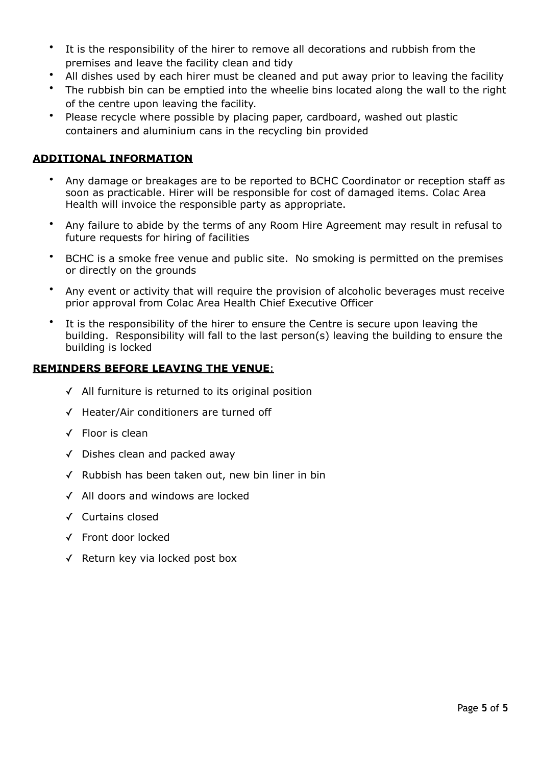- It is the responsibility of the hirer to remove all decorations and rubbish from the premises and leave the facility clean and tidy
- All dishes used by each hirer must be cleaned and put away prior to leaving the facility
- The rubbish bin can be emptied into the wheelie bins located along the wall to the right of the centre upon leaving the facility.
- Please recycle where possible by placing paper, cardboard, washed out plastic containers and aluminium cans in the recycling bin provided

**ADDITIONAL INFORMATION**

- Any damage or breakages are to be reported to BCHC Coordinator or reception staff as soon as practicable. Hirer will be responsible for cost of damaged items. Colac Area Health will invoice the responsible party as appropriate.
- Any failure to abide by the terms of any Room Hire Agreement may result in refusal to future requests for hiring of facilities
- BCHC is a smoke free venue and public site. No smoking is permitted on the premises or directly on the grounds
- Any event or activity that will require the provision of alcoholic beverages must receive prior approval from Colac Area Health Chief Executive Officer
- It is the responsibility of the hirer to ensure the Centre is secure upon leaving the building. Responsibility will fall to the last person(s) leaving the building to ensure the building is locked

**REMINDERS BEFORE LEAVING THE VENUE**:

- ✓ All furniture is returned to its original position
- ✓ Heater/Air conditioners are turned off
- ✓ Floor is clean
- ✓ Dishes clean and packed away
- ✓ Rubbish has been taken out, new bin liner in bin
- ✓ All doors and windows are locked
- ✓ Curtains closed
- ✓ Front door locked
- ✓ Return key via locked post box